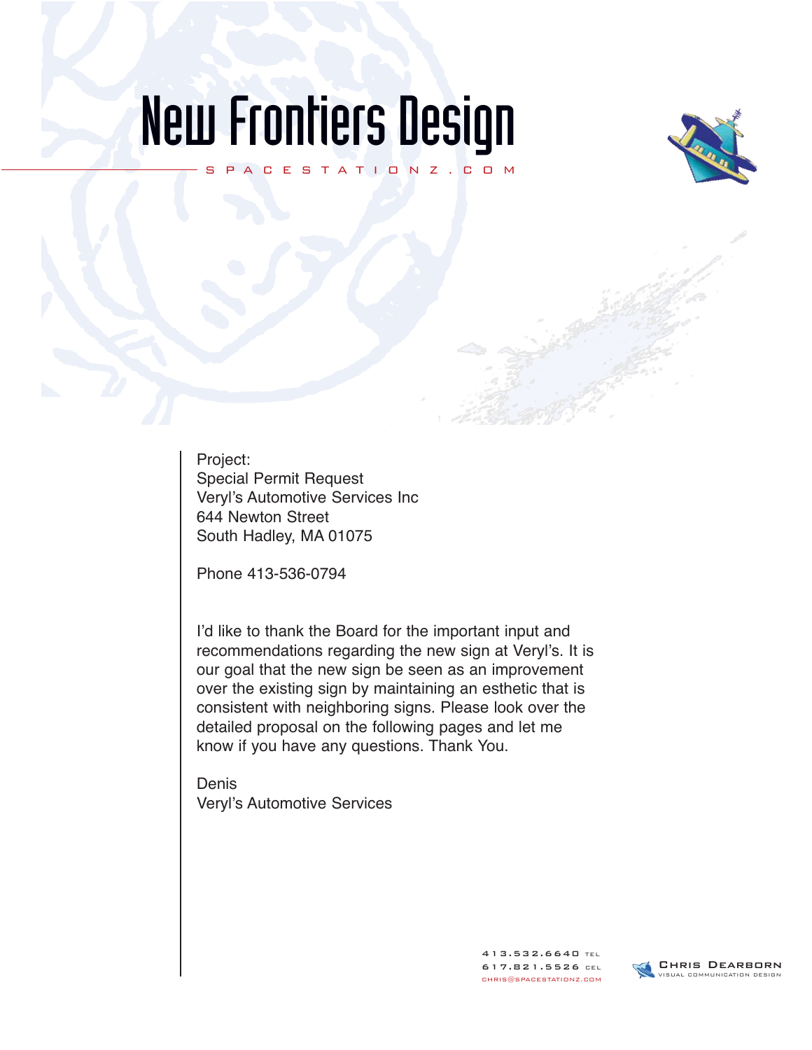# New Frontiers Design

S P A C E S T A T I O N Z . C O M

Project:
Special Permit Request
Veryl's Automotive Services Inc
644 Newton Street
South Hadley, MA 01075

Phone 413-536-0794

I'd like to thank the Board for the important input and recommendations regarding the new sign at Veryl's. It is our goal that the new sign be seen as an improvement over the existing sign by maintaining an esthetic that is consistent with neighboring signs. Please look over the detailed proposal on the following pages and let me know if you have any questions. Thank You.

Denis
Veryl's Automotive Services

413.532.6640 TEL
617.821.5526 CEL
CHRIS@SPACESTATIONZ.COM

CHRIS DEARBORN
VISUAL COMMUNICATION DESIGN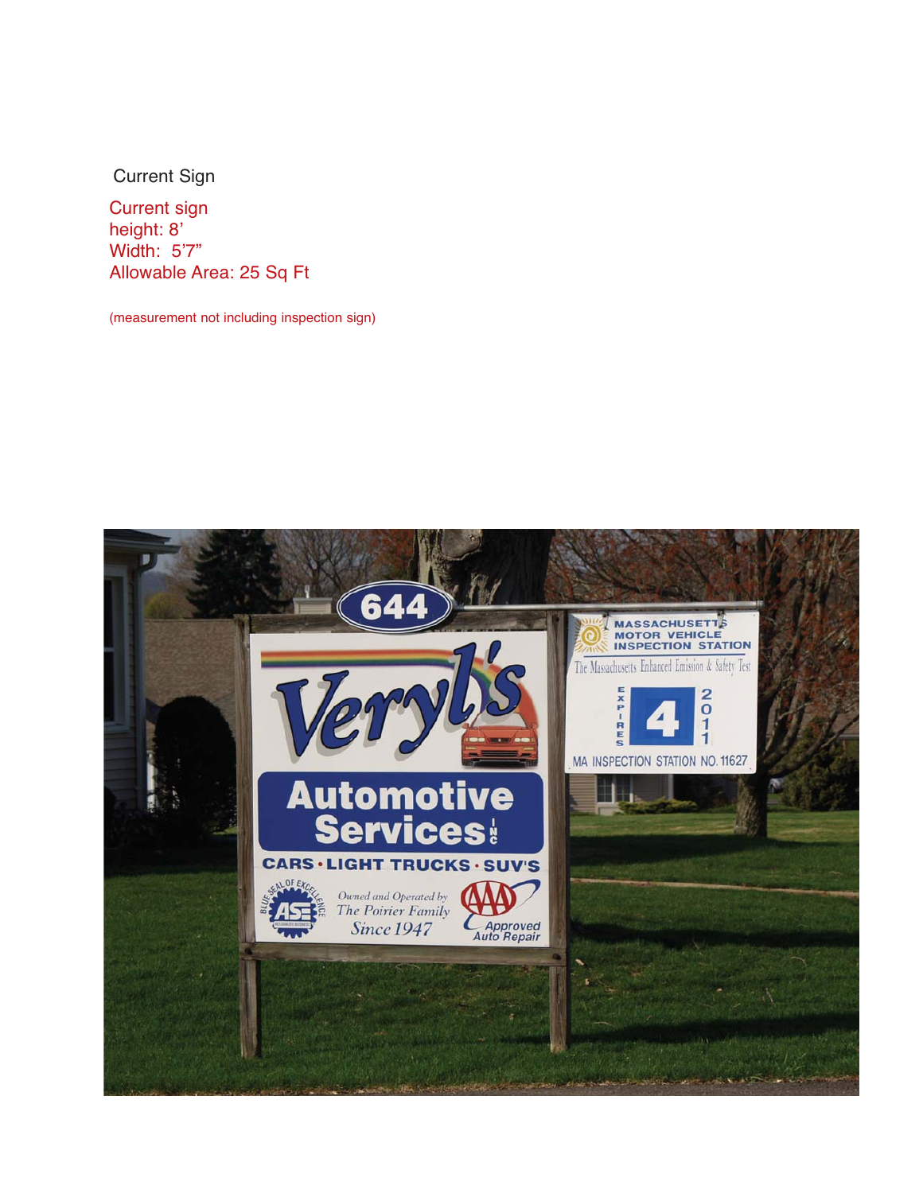Current Sign

Current sign
height: 8’
Width: 5’7”
Allowable Area: 25 Sq Ft

(measurement not including inspection sign)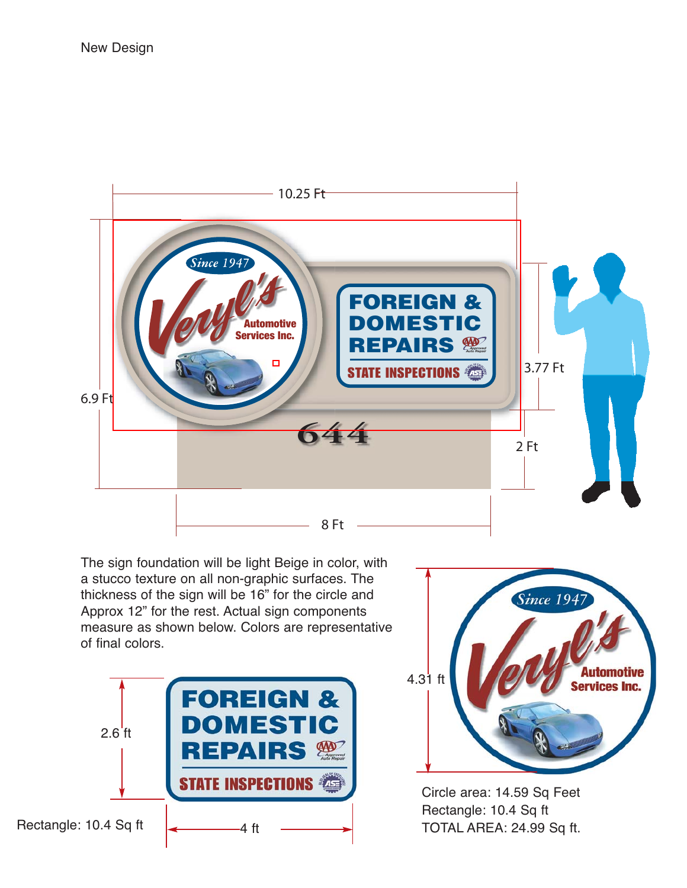New Design

10.25 Ft

6.9 Ft

3.77 Ft

2 Ft

8 Ft

Since 1947

Veryl's

Automotive Services Inc.

FOREIGN & DOMESTIC REPAIRS

STATE INSPECTIONS

644

The sign foundation will be light Beige in color, with a stucco texture on all non-graphic surfaces. The thickness of the sign will be 16" for the circle and Approx 12" for the rest. Actual sign components measure as shown below. Colors are representative of final colors.

2.6 ft

4 ft

Rectangle: 10.4 Sq ft

4.31 ft

Circle area: 14.59 Sq Feet
Rectangle: 10.4 Sq ft
TOTAL AREA: 24.99 Sq ft.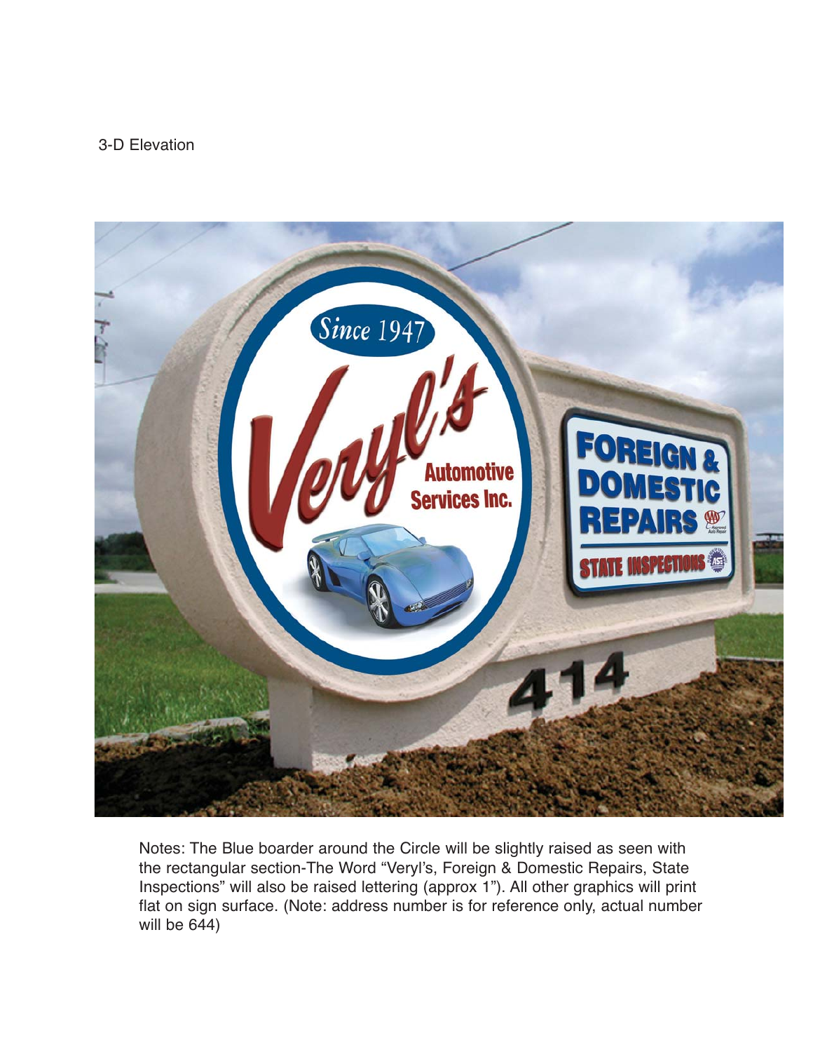3-D Elevation

Notes: The Blue boarder around the Circle will be slightly raised as seen with the rectangular section-The Word "Veryl's, Foreign & Domestic Repairs, State Inspections" will also be raised lettering (approx 1"). All other graphics will print flat on sign surface. (Note: address number is for reference only, actual number will be 644)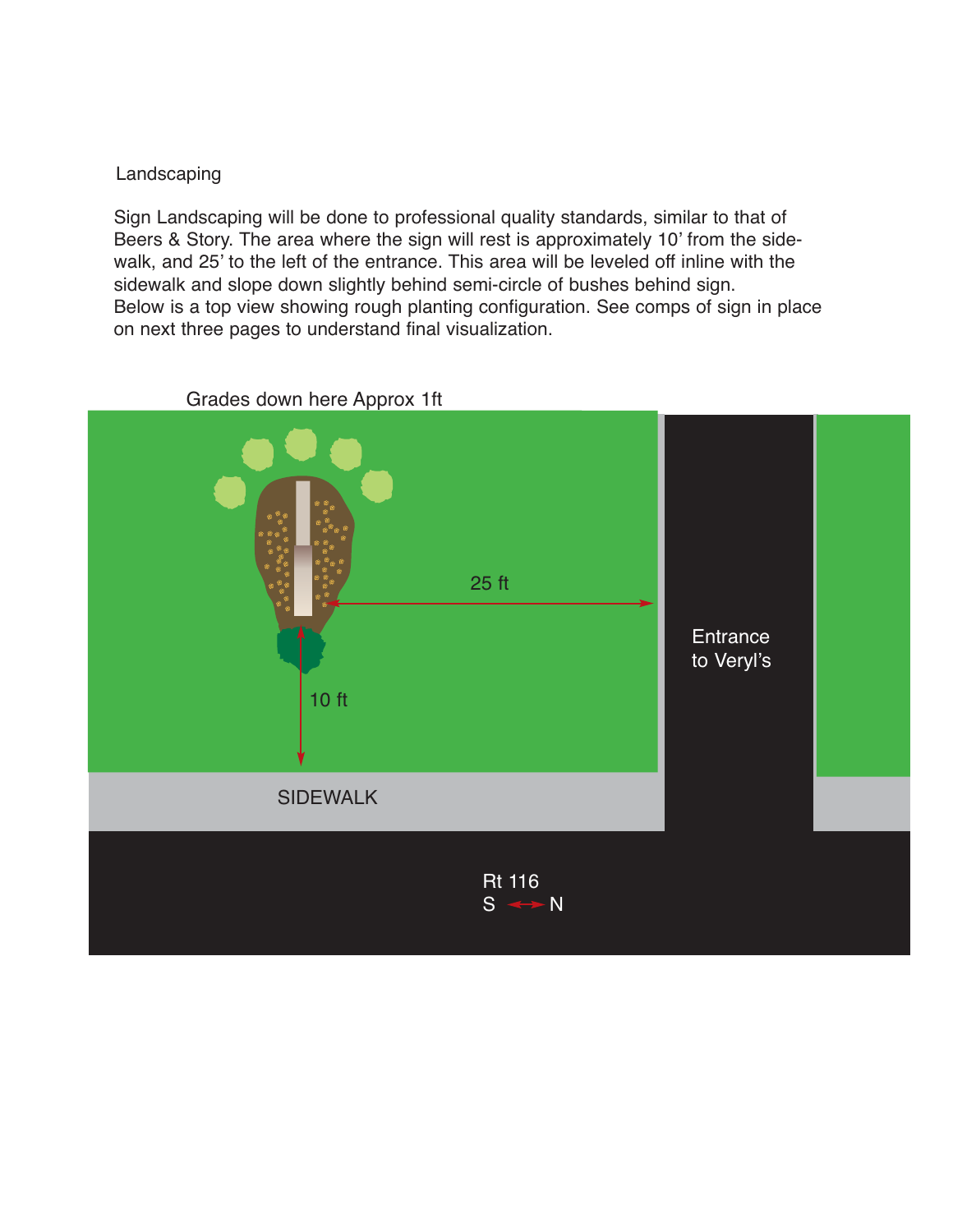## Landscaping

Sign Landscaping will be done to professional quality standards, similar to that of Beers & Story. The area where the sign will rest is approximately 10' from the side-walk, and 25' to the left of the entrance. This area will be leveled off inline with the sidewalk and slope down slightly behind semi-circle of bushes behind sign.
Below is a top view showing rough planting configuration. See comps of sign in place on next three pages to understand final visualization.

Grades down here Approx 1ft

25 ft

10 ft

Entrance to Veryl's

SIDEWALK

Rt 116
S ↔ N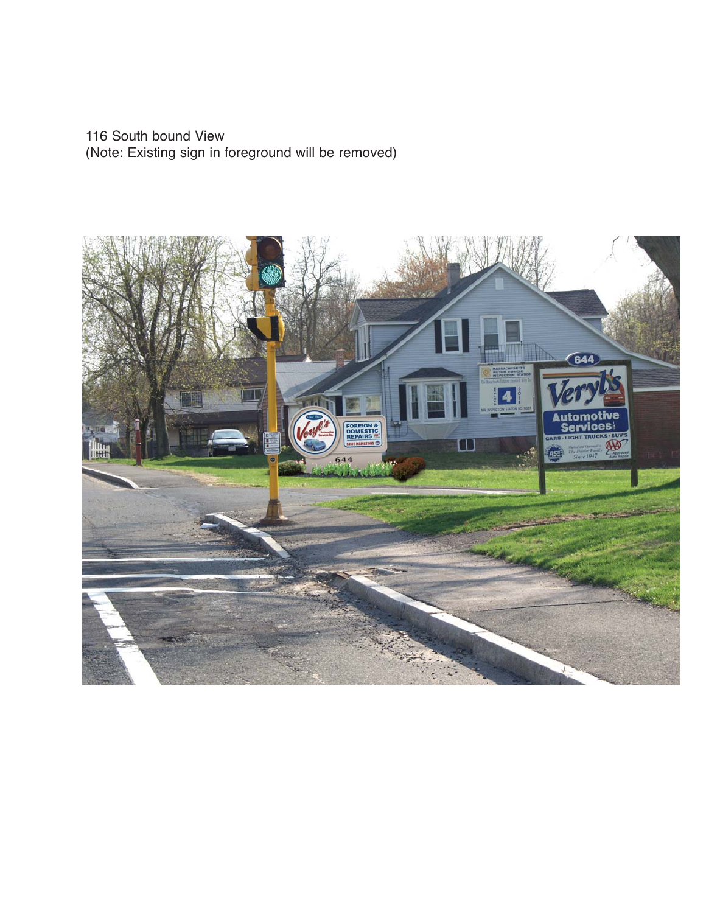116 South bound View
(Note: Existing sign in foreground will be removed)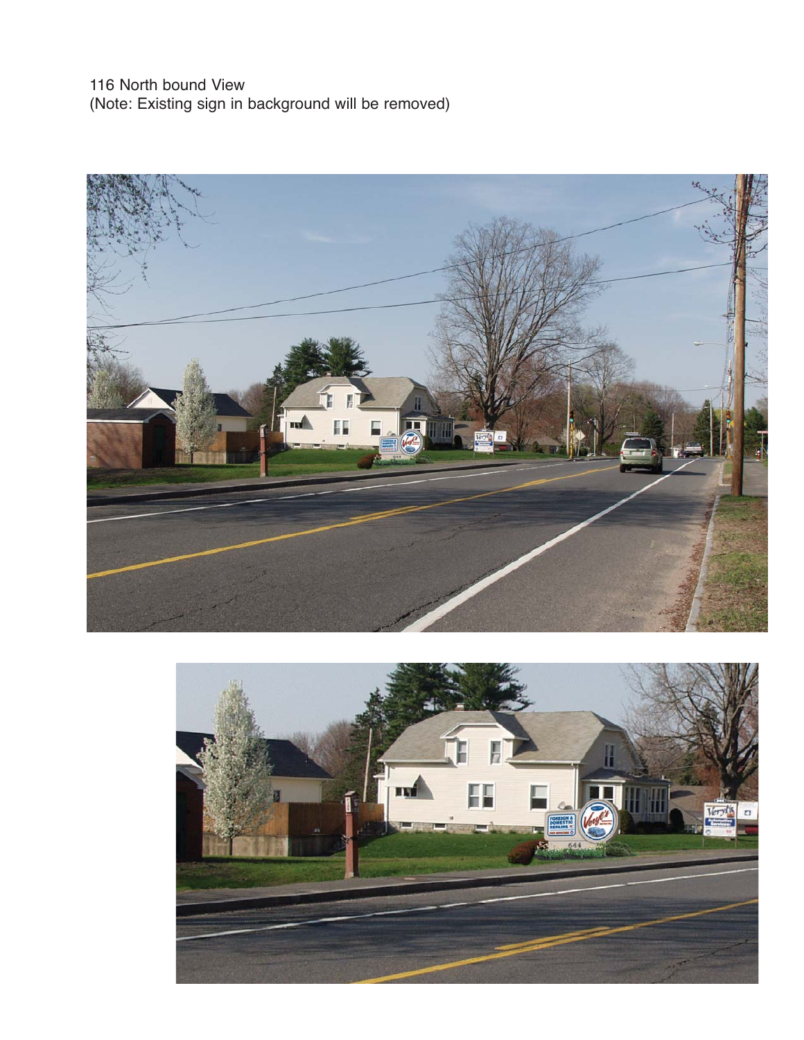116 North bound View
(Note: Existing sign in background will be removed)